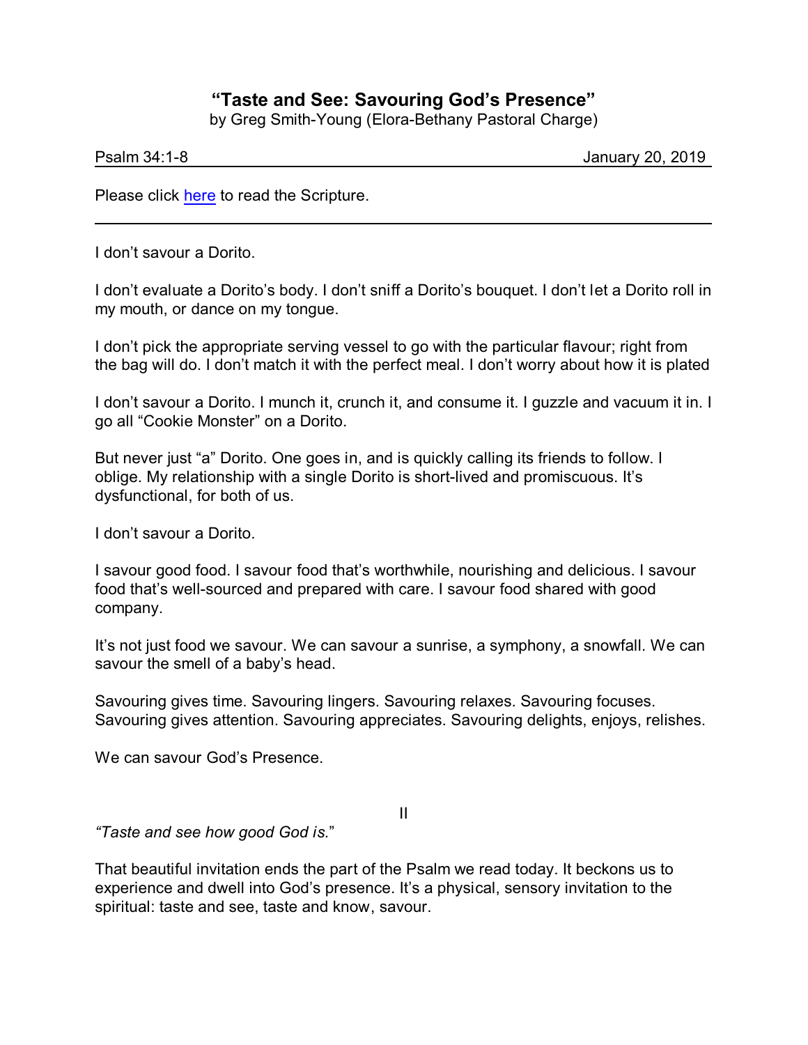# "Taste and See: Savouring God's Presence"

by Greg Smith-Young (Elora-Bethany Pastoral Charge)

Psalm 34:1-8 January 20, 2019

Please click here to read the Scripture.

---

I don't savour a Dorito.

I don't evaluate a Dorito's body. I don't sniff a Dorito's bouquet. I don't let a Dorito roll in my mouth, or dance on my tongue.

I don't pick the appropriate serving vessel to go with the particular flavour; right from the bag will do. I don't match it with the perfect meal. I don't worry about how it is plated

I don't savour a Dorito. I munch it, crunch it, and consume it. I guzzle and vacuum it in. I go all "Cookie Monster" on a Dorito.

But never just "a" Dorito. One goes in, and is quickly calling its friends to follow. I oblige. My relationship with a single Dorito is short-lived and promiscuous. It's dysfunctional, for both of us.

I don't savour a Dorito.

I savour good food. I savour food that's worthwhile, nourishing and delicious. I savour food that's well-sourced and prepared with care. I savour food shared with good company.

It's not just food we savour. We can savour a sunrise, a symphony, a snowfall. We can savour the smell of a baby's head.

Savouring gives time. Savouring lingers. Savouring relaxes. Savouring focuses. Savouring gives attention. Savouring appreciates. Savouring delights, enjoys, relishes.

We can savour God's Presence.

## II

*"Taste and see how good God is.*"

That beautiful invitation ends the part of the Psalm we read today. It beckons us to experience and dwell into God's presence. It's a physical, sensory invitation to the spiritual: taste and see, taste and know, savour.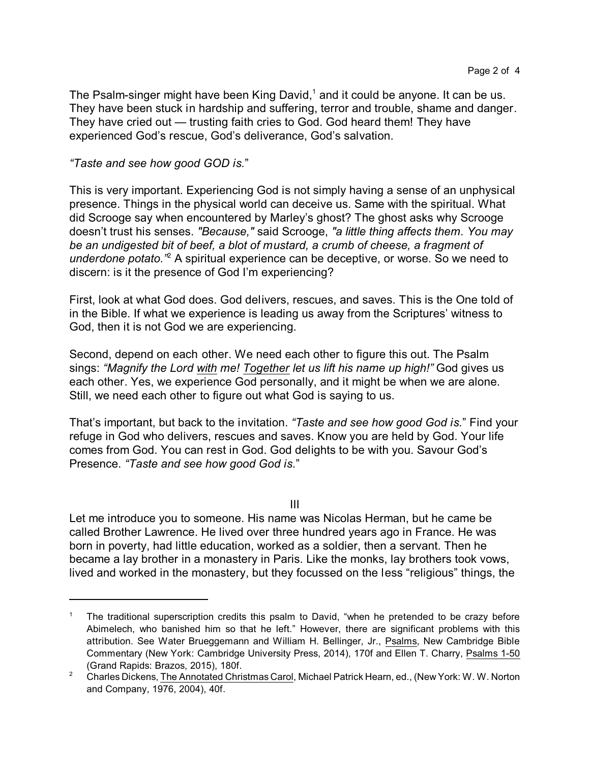The Psalm-singer might have been King David,[1] and it could be anyone. It can be us. They have been stuck in hardship and suffering, terror and trouble, shame and danger. They have cried out — trusting faith cries to God. God heard them! They have experienced God's rescue, God's deliverance, God's salvation.

*"Taste and see how good GOD is.*"

This is very important. Experiencing God is not simply having a sense of an unphysical presence. Things in the physical world can deceive us. Same with the spiritual. What did Scrooge say when encountered by Marley's ghost? The ghost asks why Scrooge doesn't trust his senses. *"Because,"* said Scrooge, *"a little thing affects them. You may be an undigested bit of beef, a blot of mustard, a crumb of cheese, a fragment of underdone potato."*[2] A spiritual experience can be deceptive, or worse. So we need to discern: is it the presence of God I'm experiencing?

First, look at what God does. God delivers, rescues, and saves. This is the One told of in the Bible. If what we experience is leading us away from the Scriptures' witness to God, then it is not God we are experiencing.

Second, depend on each other. We need each other to figure this out. The Psalm sings: *"Magnify the Lord with me! Together let us lift his name up high!"* God gives us each other. Yes, we experience God personally, and it might be when we are alone. Still, we need each other to figure out what God is saying to us.

That's important, but back to the invitation. *"Taste and see how good God is.*" Find your refuge in God who delivers, rescues and saves. Know you are held by God. Your life comes from God. You can rest in God. God delights to be with you. Savour God's Presence. *"Taste and see how good God is.*"

III

Let me introduce you to someone. His name was Nicolas Herman, but he came be called Brother Lawrence. He lived over three hundred years ago in France. He was born in poverty, had little education, worked as a soldier, then a servant. Then he became a lay brother in a monastery in Paris. Like the monks, lay brothers took vows, lived and worked in the monastery, but they focussed on the less "religious" things, the

---

[1] The traditional superscription credits this psalm to David, "when he pretended to be crazy before Abimelech, who banished him so that he left." However, there are significant problems with this attribution. See Water Brueggemann and William H. Bellinger, Jr., Psalms, New Cambridge Bible Commentary (New York: Cambridge University Press, 2014), 170f and Ellen T. Charry, Psalms 1-50 (Grand Rapids: Brazos, 2015), 180f.

[2] Charles Dickens, The Annotated Christmas Carol, Michael Patrick Hearn, ed., (New York: W. W. Norton and Company, 1976, 2004), 40f.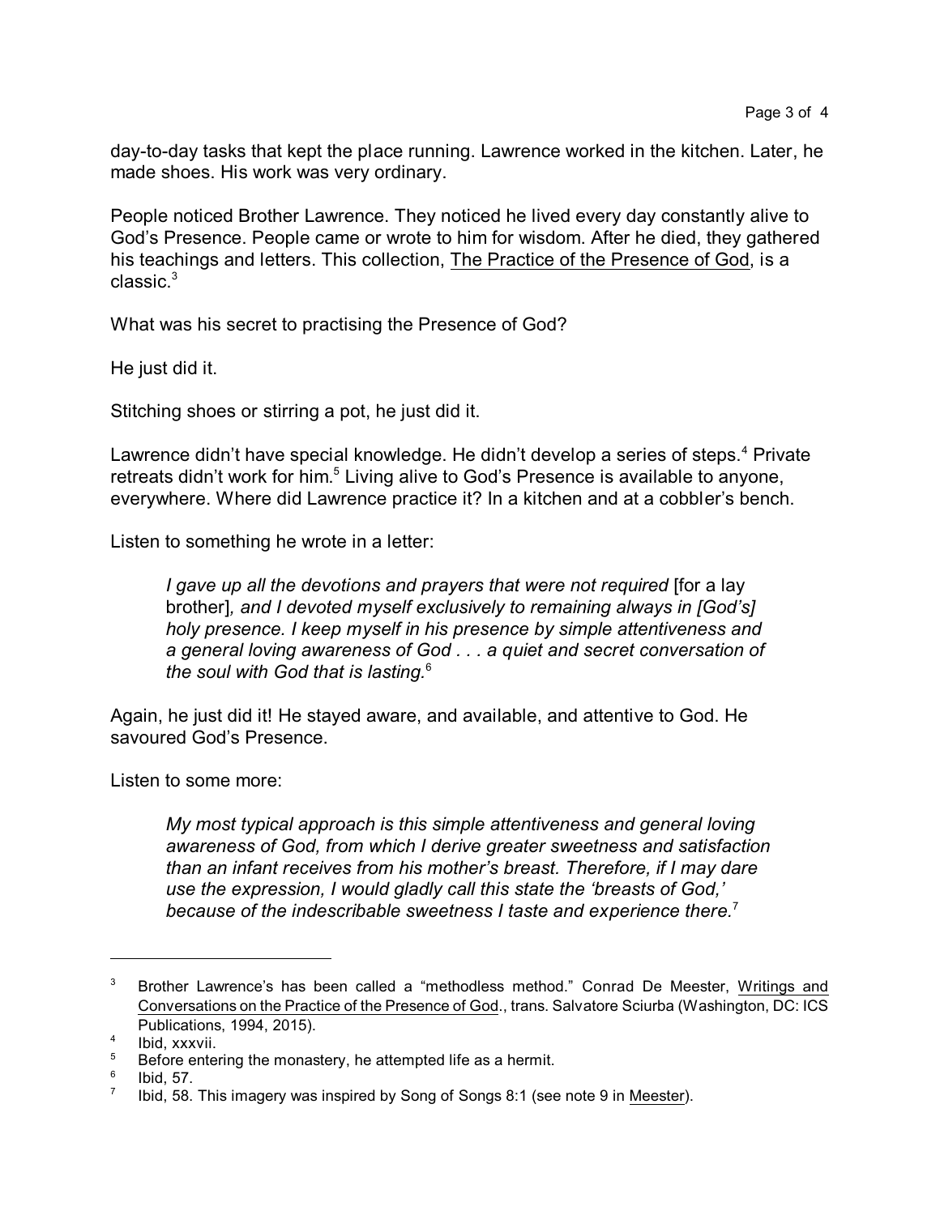day-to-day tasks that kept the place running. Lawrence worked in the kitchen. Later, he made shoes. His work was very ordinary.

People noticed Brother Lawrence. They noticed he lived every day constantly alive to God's Presence. People came or wrote to him for wisdom. After he died, they gathered his teachings and letters. This collection, The Practice of the Presence of God, is a classic.[3]

What was his secret to practising the Presence of God?

He just did it.

Stitching shoes or stirring a pot, he just did it.

Lawrence didn't have special knowledge. He didn't develop a series of steps.[4] Private retreats didn't work for him.[5] Living alive to God's Presence is available to anyone, everywhere. Where did Lawrence practice it? In a kitchen and at a cobbler's bench.

Listen to something he wrote in a letter:

> *I gave up all the devotions and prayers that were not required* [for a lay brother]*, and I devoted myself exclusively to remaining always in [God's] holy presence. I keep myself in his presence by simple attentiveness and a general loving awareness of God . . . a quiet and secret conversation of the soul with God that is lasting.*[6]

Again, he just did it! He stayed aware, and available, and attentive to God. He savoured God's Presence.

Listen to some more:

> *My most typical approach is this simple attentiveness and general loving awareness of God, from which I derive greater sweetness and satisfaction than an infant receives from his mother's breast. Therefore, if I may dare use the expression, I would gladly call this state the 'breasts of God,' because of the indescribable sweetness I taste and experience there.*[7]

---

[3] Brother Lawrence's has been called a "methodless method." Conrad De Meester, Writings and Conversations on the Practice of the Presence of God., trans. Salvatore Sciurba (Washington, DC: ICS Publications, 1994, 2015).

[4] Ibid, xxxvii.

[5] Before entering the monastery, he attempted life as a hermit.

[6] Ibid, 57.

[7] Ibid, 58. This imagery was inspired by Song of Songs 8:1 (see note 9 in Meester).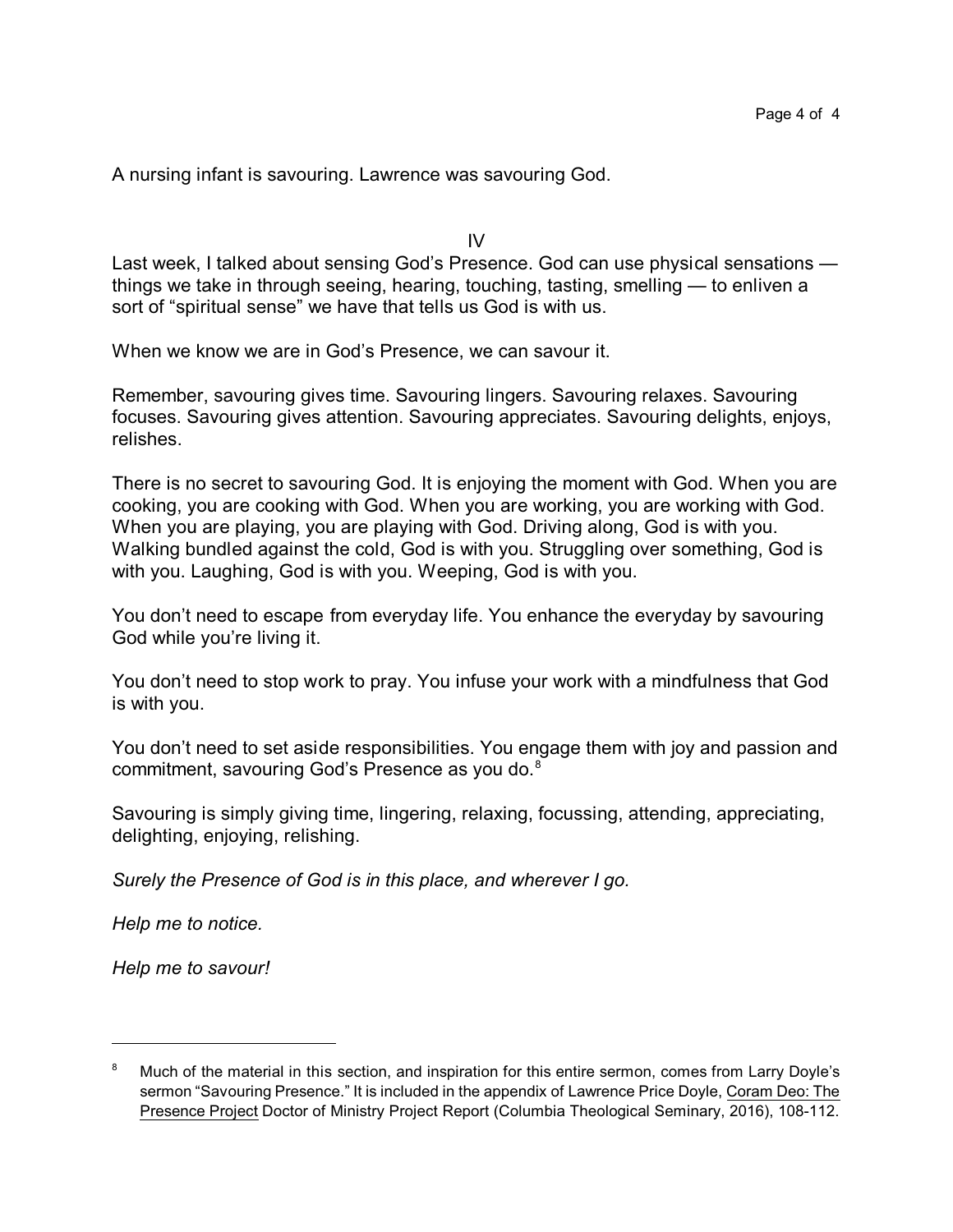A nursing infant is savouring. Lawrence was savouring God.

## IV

Last week, I talked about sensing God's Presence. God can use physical sensations — things we take in through seeing, hearing, touching, tasting, smelling — to enliven a sort of "spiritual sense" we have that tells us God is with us.

When we know we are in God's Presence, we can savour it.

Remember, savouring gives time. Savouring lingers. Savouring relaxes. Savouring focuses. Savouring gives attention. Savouring appreciates. Savouring delights, enjoys, relishes.

There is no secret to savouring God. It is enjoying the moment with God. When you are cooking, you are cooking with God. When you are working, you are working with God. When you are playing, you are playing with God. Driving along, God is with you. Walking bundled against the cold, God is with you. Struggling over something, God is with you. Laughing, God is with you. Weeping, God is with you.

You don't need to escape from everyday life. You enhance the everyday by savouring God while you're living it.

You don't need to stop work to pray. You infuse your work with a mindfulness that God is with you.

You don't need to set aside responsibilities. You engage them with joy and passion and commitment, savouring God's Presence as you do.[8]

Savouring is simply giving time, lingering, relaxing, focussing, attending, appreciating, delighting, enjoying, relishing.

*Surely the Presence of God is in this place, and wherever I go.*

*Help me to notice.*

*Help me to savour!*

---

[8] Much of the material in this section, and inspiration for this entire sermon, comes from Larry Doyle's sermon "Savouring Presence." It is included in the appendix of Lawrence Price Doyle, Coram Deo: The Presence Project Doctor of Ministry Project Report (Columbia Theological Seminary, 2016), 108-112.